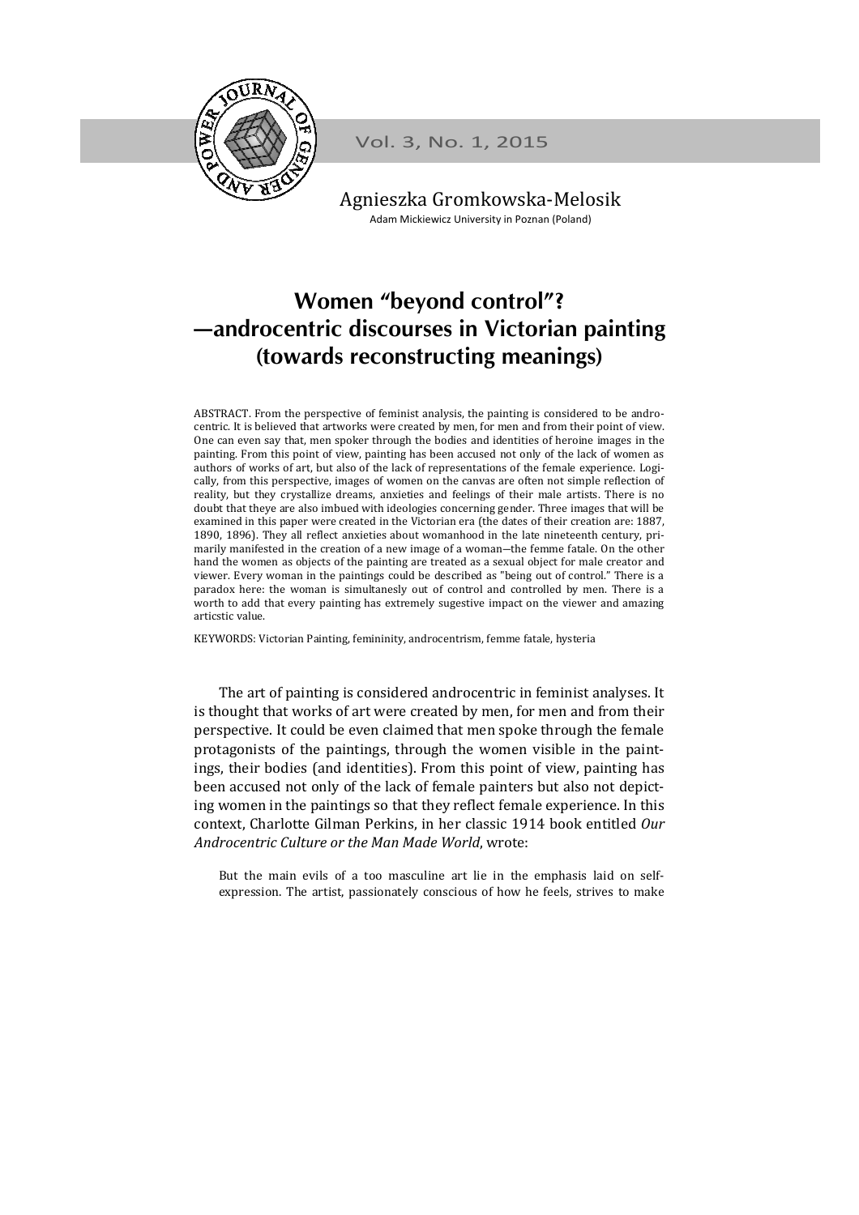Agnieszka Gromkowska-Melosik

Adam Mickiewicz University in Poznan (Poland)

# Women "beyond control"? —androcentric discourses in Victorian painting (towards reconstructing meanings)

ABSTRACT. From the perspective of feminist analysis, the painting is considered to be androcentric. It is believed that artworks were created by men, for men and from their point of view. One can even say that, men spoker through the bodies and identities of heroine images in the painting. From this point of view, painting has been accused not only of the lack of women as authors of works of art, but also of the lack of representations of the female experience. Logically, from this perspective, images of women on the canvas are often not simple reflection of reality, but they crystallize dreams, anxieties and feelings of their male artists. There is no doubt that theye are also imbued with ideologies concerning gender. Three images that will be examined in this paper were created in the Victorian era (the dates of their creation are: 1887, 1890, 1896). They all reflect anxieties about womanhood in the late nineteenth century, primarily manifested in the creation of a new image of a woman—the femme fatale. On the other hand the women as objects of the painting are treated as a sexual object for male creator and viewer. Every woman in the paintings could be described as "being out of control." There is a paradox here: the woman is simultanesly out of control and controlled by men. There is a worth to add that every painting has extremely sugestive impact on the viewer and amazing articstic value.

KEYWORDS: Victorian Painting, femininity, androcentrism, femme fatale, hysteria

The art of painting is considered androcentric in feminist analyses. It is thought that works of art were created by men, for men and from their perspective. It could be even claimed that men spoke through the female protagonists of the paintings, through the women visible in the paintings, their bodies (and identities). From this point of view, painting has been accused not only of the lack of female painters but also not depicting women in the paintings so that they reflect female experience. In this context, Charlotte Gilman Perkins, in her classic 1914 book entitled *Our Androcentric Culture or the Man Made World*, wrote:

> But the main evils of a too masculine art lie in the emphasis laid on self-expression. The artist, passionately conscious of how he feels, strives to make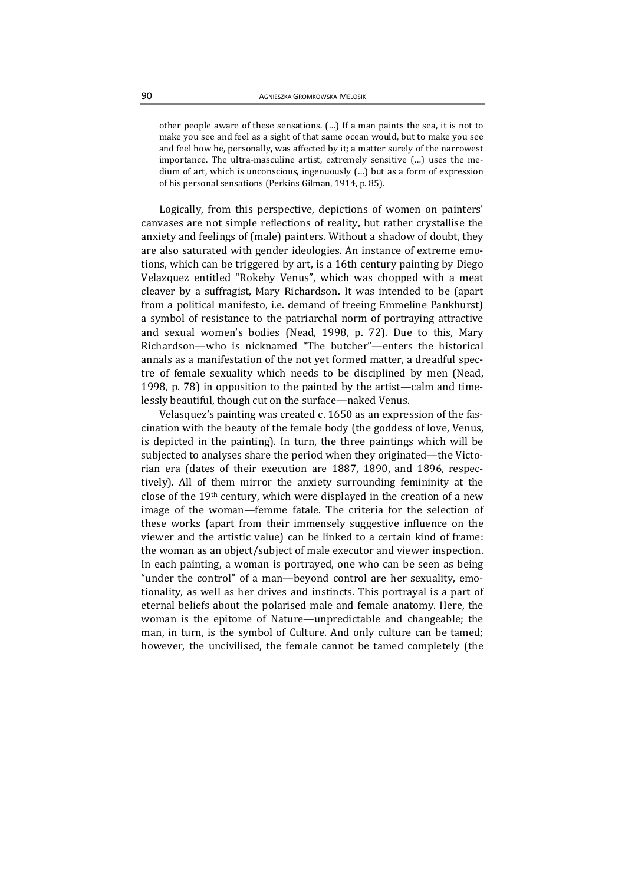> other people aware of these sensations. (…) If a man paints the sea, it is not to make you see and feel as a sight of that same ocean would, but to make you see and feel how he, personally, was affected by it; a matter surely of the narrowest importance. The ultra-masculine artist, extremely sensitive (…) uses the medium of art, which is unconscious, ingenuously (…) but as a form of expression of his personal sensations (Perkins Gilman, 1914, p. 85).

Logically, from this perspective, depictions of women on painters' canvases are not simple reflections of reality, but rather crystallise the anxiety and feelings of (male) painters. Without a shadow of doubt, they are also saturated with gender ideologies. An instance of extreme emotions, which can be triggered by art, is a 16th century painting by Diego Velazquez entitled "Rokeby Venus", which was chopped with a meat cleaver by a suffragist, Mary Richardson. It was intended to be (apart from a political manifesto, i.e. demand of freeing Emmeline Pankhurst) a symbol of resistance to the patriarchal norm of portraying attractive and sexual women's bodies (Nead, 1998, p. 72). Due to this, Mary Richardson—who is nicknamed "The butcher"—enters the historical annals as a manifestation of the not yet formed matter, a dreadful spectre of female sexuality which needs to be disciplined by men (Nead, 1998, p. 78) in opposition to the painted by the artist—calm and timelessly beautiful, though cut on the surface—naked Venus.

Velasquez's painting was created c. 1650 as an expression of the fascination with the beauty of the female body (the goddess of love, Venus, is depicted in the painting). In turn, the three paintings which will be subjected to analyses share the period when they originated—the Victorian era (dates of their execution are 1887, 1890, and 1896, respectively). All of them mirror the anxiety surrounding femininity at the close of the 19th century, which were displayed in the creation of a new image of the woman—femme fatale. The criteria for the selection of these works (apart from their immensely suggestive influence on the viewer and the artistic value) can be linked to a certain kind of frame: the woman as an object/subject of male executor and viewer inspection. In each painting, a woman is portrayed, one who can be seen as being "under the control" of a man—beyond control are her sexuality, emotionality, as well as her drives and instincts. This portrayal is a part of eternal beliefs about the polarised male and female anatomy. Here, the woman is the epitome of Nature—unpredictable and changeable; the man, in turn, is the symbol of Culture. And only culture can be tamed; however, the uncivilised, the female cannot be tamed completely (the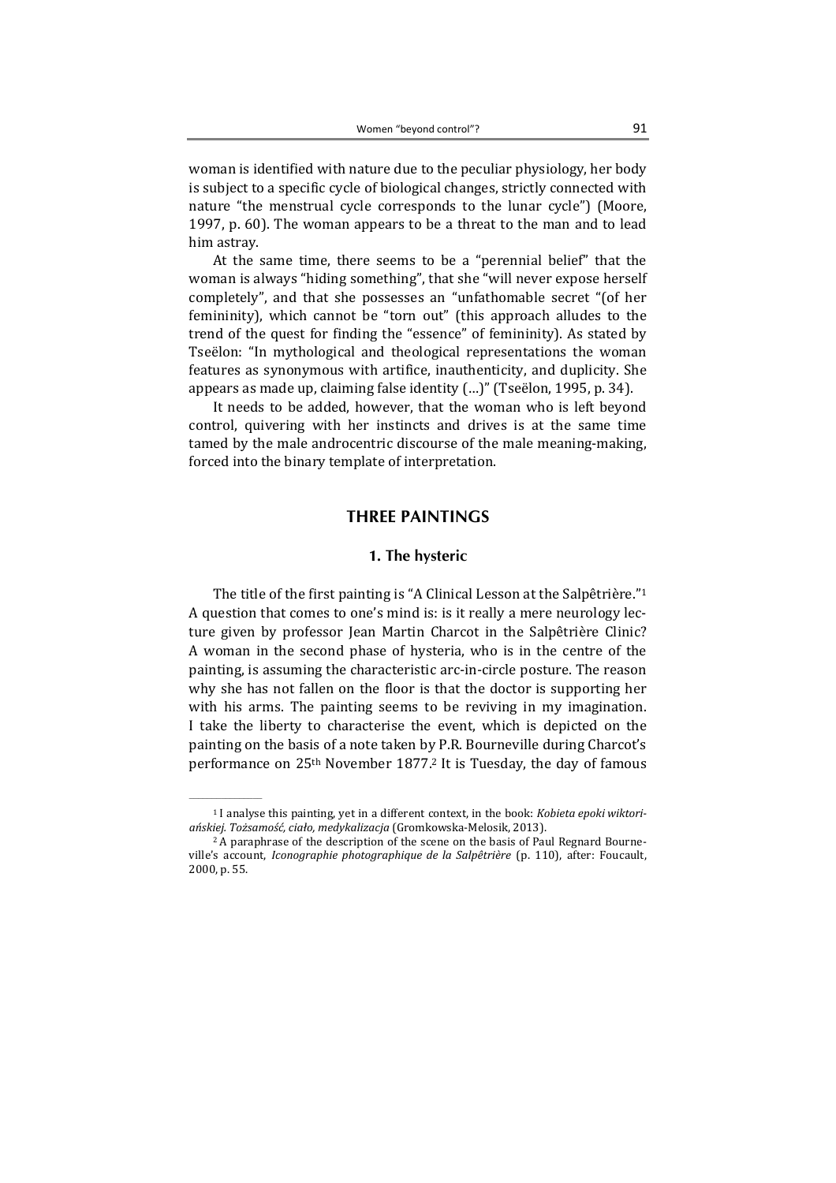woman is identified with nature due to the peculiar physiology, her body is subject to a specific cycle of biological changes, strictly connected with nature "the menstrual cycle corresponds to the lunar cycle") (Moore, 1997, p. 60). The woman appears to be a threat to the man and to lead him astray.

At the same time, there seems to be a "perennial belief" that the woman is always "hiding something", that she "will never expose herself completely", and that she possesses an "unfathomable secret "(of her femininity), which cannot be "torn out" (this approach alludes to the trend of the quest for finding the "essence" of femininity). As stated by Tseëlon: "In mythological and theological representations the woman features as synonymous with artifice, inauthenticity, and duplicity. She appears as made up, claiming false identity (…)" (Tseëlon, 1995, p. 34).

It needs to be added, however, that the woman who is left beyond control, quivering with her instincts and drives is at the same time tamed by the male androcentric discourse of the male meaning-making, forced into the binary template of interpretation.

## THREE PAINTINGS

### 1. The hysteric

The title of the first painting is "A Clinical Lesson at the Salpêtrière."[1] A question that comes to one's mind is: is it really a mere neurology lecture given by professor Jean Martin Charcot in the Salpêtrière Clinic? A woman in the second phase of hysteria, who is in the centre of the painting, is assuming the characteristic arc-in-circle posture. The reason why she has not fallen on the floor is that the doctor is supporting her with his arms. The painting seems to be reviving in my imagination. I take the liberty to characterise the event, which is depicted on the painting on the basis of a note taken by P.R. Bourneville during Charcot's performance on 25th November 1877.[2] It is Tuesday, the day of famous

[1] I analyse this painting, yet in a different context, in the book: *Kobieta epoki wiktoriańskiej. Tożsamość, ciało, medykalizacja* (Gromkowska-Melosik, 2013).

[2] A paraphrase of the description of the scene on the basis of Paul Regnard Bourneville's account, *Iconographie photographique de la Salpêtrière* (p. 110), after: Foucault, 2000, p. 55.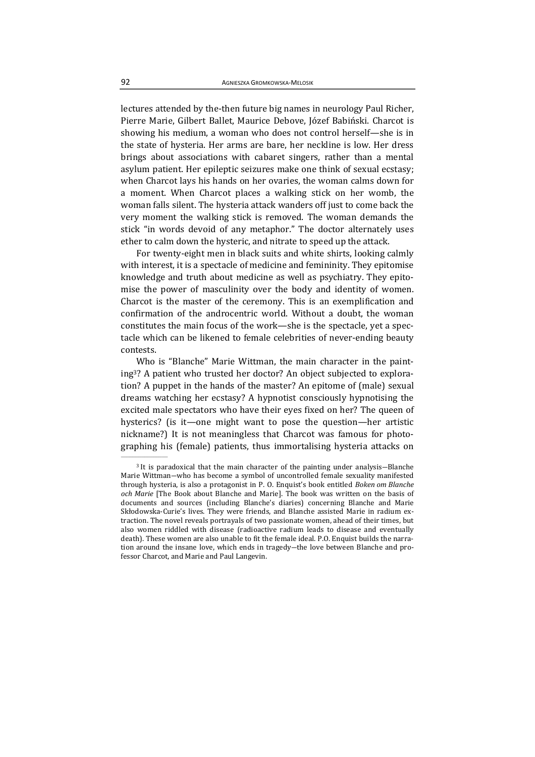lectures attended by the-then future big names in neurology Paul Richer, Pierre Marie, Gilbert Ballet, Maurice Debove, Józef Babiński. Charcot is showing his medium, a woman who does not control herself—she is in the state of hysteria. Her arms are bare, her neckline is low. Her dress brings about associations with cabaret singers, rather than a mental asylum patient. Her epileptic seizures make one think of sexual ecstasy; when Charcot lays his hands on her ovaries, the woman calms down for a moment. When Charcot places a walking stick on her womb, the woman falls silent. The hysteria attack wanders off just to come back the very moment the walking stick is removed. The woman demands the stick "in words devoid of any metaphor." The doctor alternately uses ether to calm down the hysteric, and nitrate to speed up the attack.

For twenty-eight men in black suits and white shirts, looking calmly with interest, it is a spectacle of medicine and femininity. They epitomise knowledge and truth about medicine as well as psychiatry. They epitomise the power of masculinity over the body and identity of women. Charcot is the master of the ceremony. This is an exemplification and confirmation of the androcentric world. Without a doubt, the woman constitutes the main focus of the work—she is the spectacle, yet a spectacle which can be likened to female celebrities of never-ending beauty contests.

Who is "Blanche" Marie Wittman, the main character in the painting[3]? A patient who trusted her doctor? An object subjected to exploration? A puppet in the hands of the master? An epitome of (male) sexual dreams watching her ecstasy? A hypnotist consciously hypnotising the excited male spectators who have their eyes fixed on her? The queen of hysterics? (is it—one might want to pose the question—her artistic nickname?) It is not meaningless that Charcot was famous for photographing his (female) patients, thus immortalising hysteria attacks on

[3] It is paradoxical that the main character of the painting under analysis—Blanche Marie Wittman—who has become a symbol of uncontrolled female sexuality manifested through hysteria, is also a protagonist in P. O. Enquist's book entitled *Boken om Blanche och Marie* [The Book about Blanche and Marie]. The book was written on the basis of documents and sources (including Blanche's diaries) concerning Blanche and Marie Skłodowska-Curie's lives. They were friends, and Blanche assisted Marie in radium extraction. The novel reveals portrayals of two passionate women, ahead of their times, but also women riddled with disease (radioactive radium leads to disease and eventually death). These women are also unable to fit the female ideal. P.O. Enquist builds the narration around the insane love, which ends in tragedy—the love between Blanche and professor Charcot, and Marie and Paul Langevin.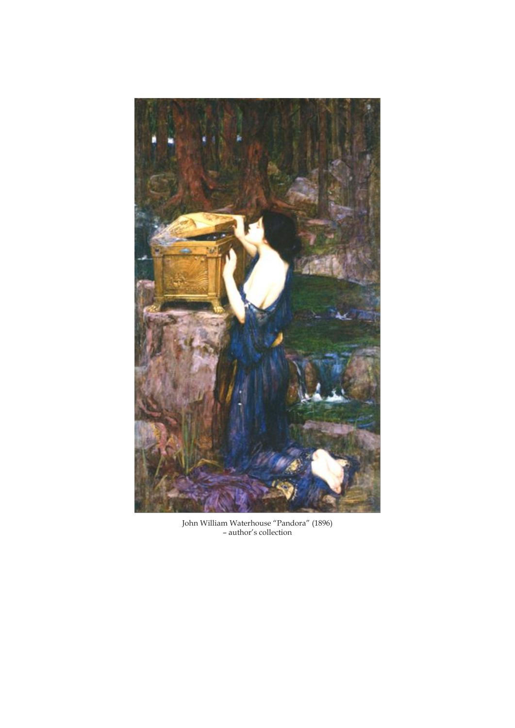John William Waterhouse "Pandora" (1896)
– author's collection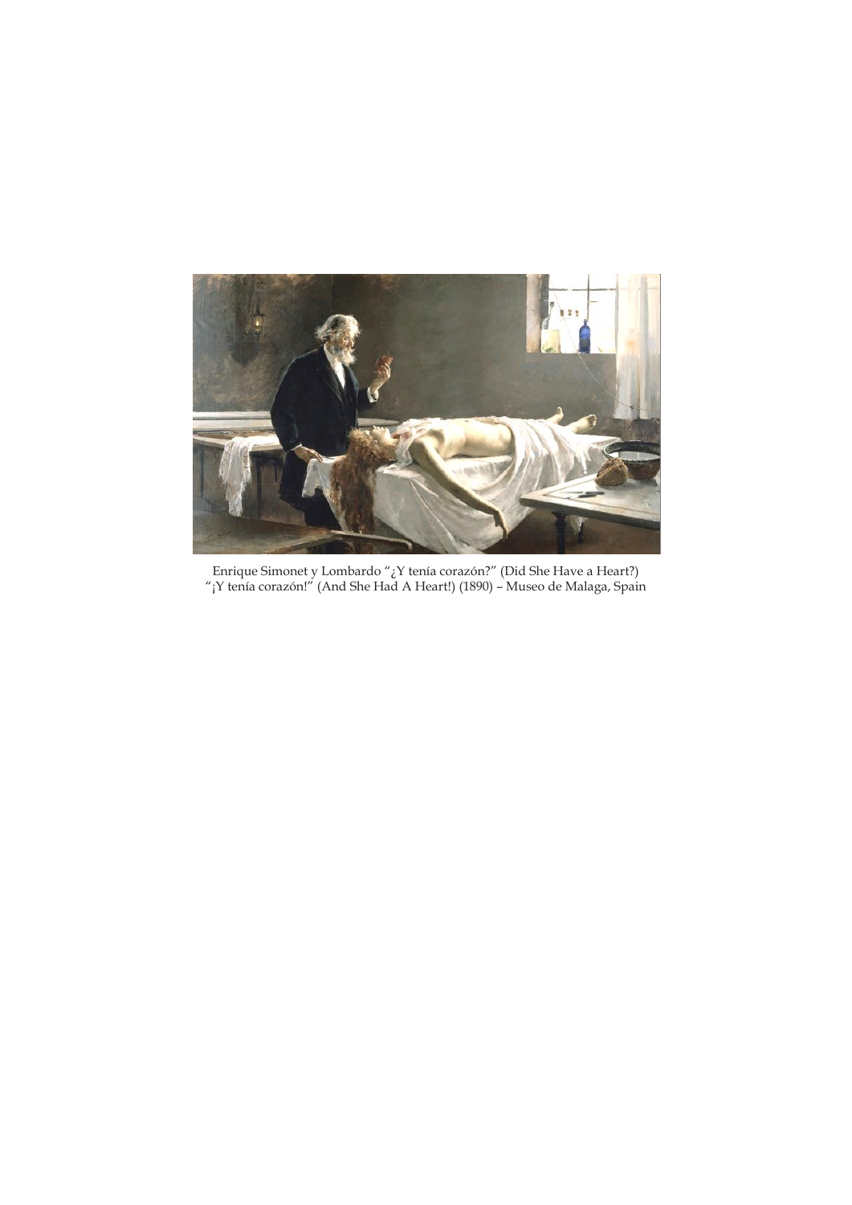Enrique Simonet y Lombardo "¿Y tenía corazón?" (Did She Have a Heart?)
"¡Y tenía corazón!" (And She Had A Heart!) (1890) – Museo de Malaga, Spain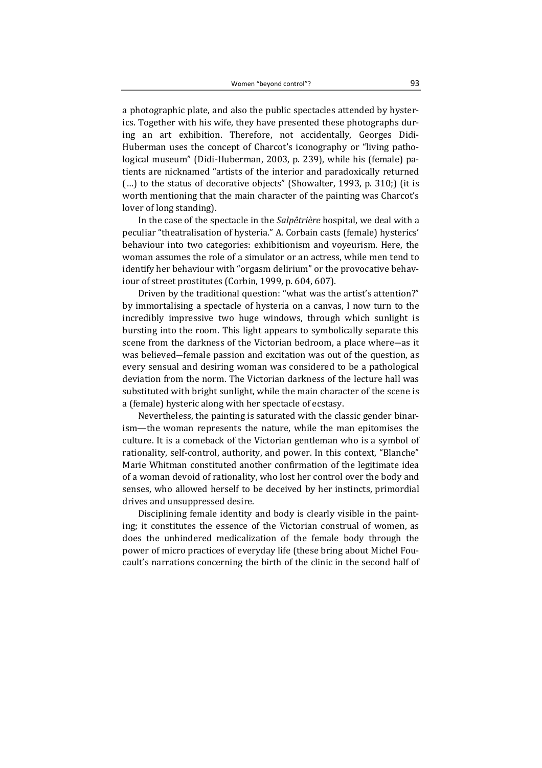a photographic plate, and also the public spectacles attended by hysterics. Together with his wife, they have presented these photographs during an art exhibition. Therefore, not accidentally, Georges Didi-Huberman uses the concept of Charcot's iconography or "living pathological museum" (Didi-Huberman, 2003, p. 239), while his (female) patients are nicknamed "artists of the interior and paradoxically returned (…) to the status of decorative objects" (Showalter, 1993, p. 310;) (it is worth mentioning that the main character of the painting was Charcot's lover of long standing).

In the case of the spectacle in the *Salpêtrière* hospital, we deal with a peculiar "theatralisation of hysteria." A. Corbain casts (female) hysterics' behaviour into two categories: exhibitionism and voyeurism. Here, the woman assumes the role of a simulator or an actress, while men tend to identify her behaviour with "orgasm delirium" or the provocative behaviour of street prostitutes (Corbin, 1999, p. 604, 607).

Driven by the traditional question: "what was the artist's attention?" by immortalising a spectacle of hysteria on a canvas, I now turn to the incredibly impressive two huge windows, through which sunlight is bursting into the room. This light appears to symbolically separate this scene from the darkness of the Victorian bedroom, a place where—as it was believed—female passion and excitation was out of the question, as every sensual and desiring woman was considered to be a pathological deviation from the norm. The Victorian darkness of the lecture hall was substituted with bright sunlight, while the main character of the scene is a (female) hysteric along with her spectacle of ecstasy.

Nevertheless, the painting is saturated with the classic gender binarism—the woman represents the nature, while the man epitomises the culture. It is a comeback of the Victorian gentleman who is a symbol of rationality, self-control, authority, and power. In this context, "Blanche" Marie Whitman constituted another confirmation of the legitimate idea of a woman devoid of rationality, who lost her control over the body and senses, who allowed herself to be deceived by her instincts, primordial drives and unsuppressed desire.

Disciplining female identity and body is clearly visible in the painting; it constitutes the essence of the Victorian construal of women, as does the unhindered medicalization of the female body through the power of micro practices of everyday life (these bring about Michel Foucault's narrations concerning the birth of the clinic in the second half of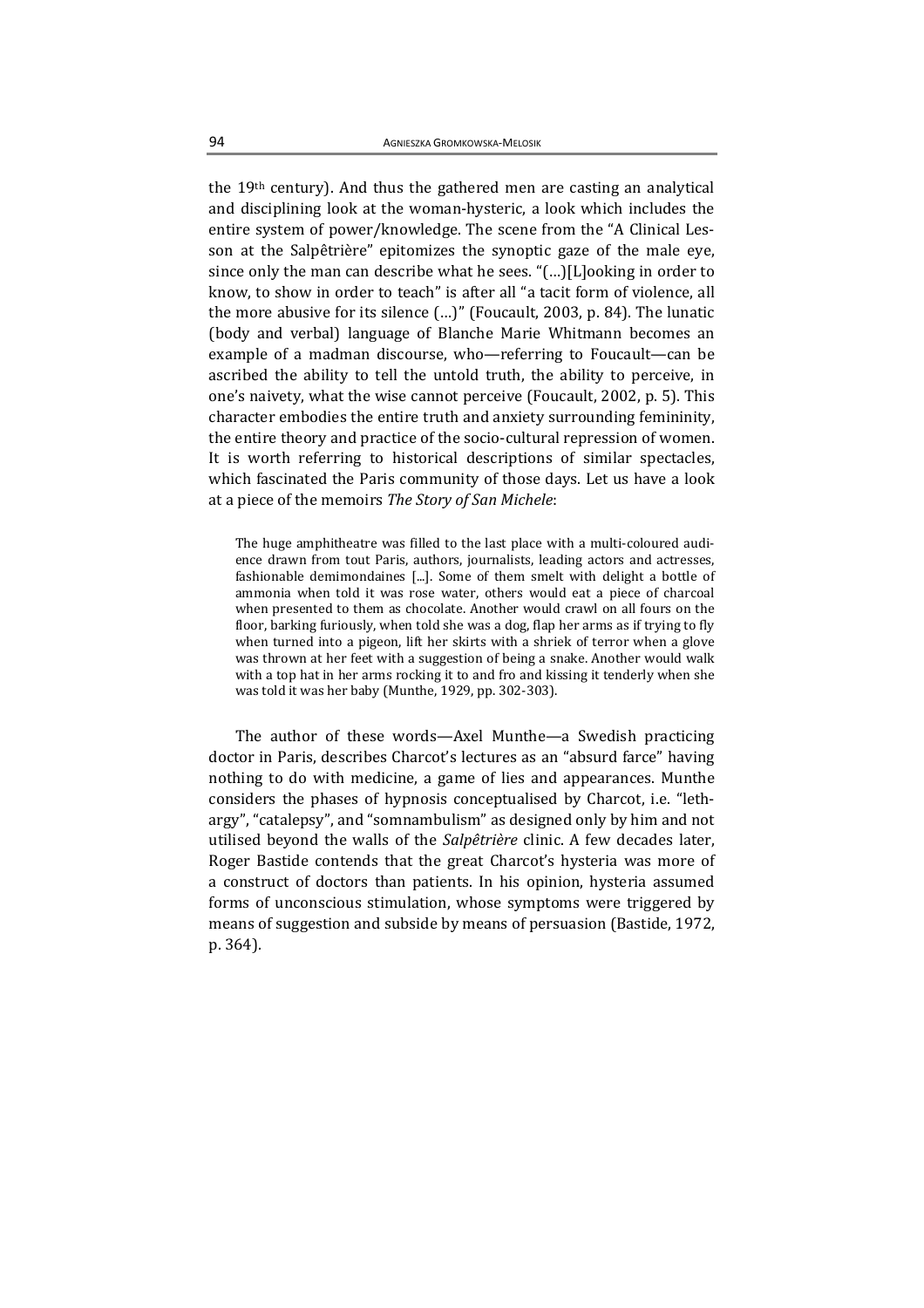the 19th century). And thus the gathered men are casting an analytical and disciplining look at the woman-hysteric, a look which includes the entire system of power/knowledge. The scene from the "A Clinical Lesson at the Salpêtrière" epitomizes the synoptic gaze of the male eye, since only the man can describe what he sees. "(…)[L]ooking in order to know, to show in order to teach" is after all "a tacit form of violence, all the more abusive for its silence (…)" (Foucault, 2003, p. 84). The lunatic (body and verbal) language of Blanche Marie Whitmann becomes an example of a madman discourse, who—referring to Foucault—can be ascribed the ability to tell the untold truth, the ability to perceive, in one's naivety, what the wise cannot perceive (Foucault, 2002, p. 5). This character embodies the entire truth and anxiety surrounding femininity, the entire theory and practice of the socio-cultural repression of women. It is worth referring to historical descriptions of similar spectacles, which fascinated the Paris community of those days. Let us have a look at a piece of the memoirs *The Story of San Michele*:

> The huge amphitheatre was filled to the last place with a multi-coloured audience drawn from tout Paris, authors, journalists, leading actors and actresses, fashionable demimondaines [...]. Some of them smelt with delight a bottle of ammonia when told it was rose water, others would eat a piece of charcoal when presented to them as chocolate. Another would crawl on all fours on the floor, barking furiously, when told she was a dog, flap her arms as if trying to fly when turned into a pigeon, lift her skirts with a shriek of terror when a glove was thrown at her feet with a suggestion of being a snake. Another would walk with a top hat in her arms rocking it to and fro and kissing it tenderly when she was told it was her baby (Munthe, 1929, pp. 302-303).

The author of these words—Axel Munthe—a Swedish practicing doctor in Paris, describes Charcot's lectures as an "absurd farce" having nothing to do with medicine, a game of lies and appearances. Munthe considers the phases of hypnosis conceptualised by Charcot, i.e. "lethargy", "catalepsy", and "somnambulism" as designed only by him and not utilised beyond the walls of the *Salpêtrière* clinic. A few decades later, Roger Bastide contends that the great Charcot's hysteria was more of a construct of doctors than patients. In his opinion, hysteria assumed forms of unconscious stimulation, whose symptoms were triggered by means of suggestion and subside by means of persuasion (Bastide, 1972, p. 364).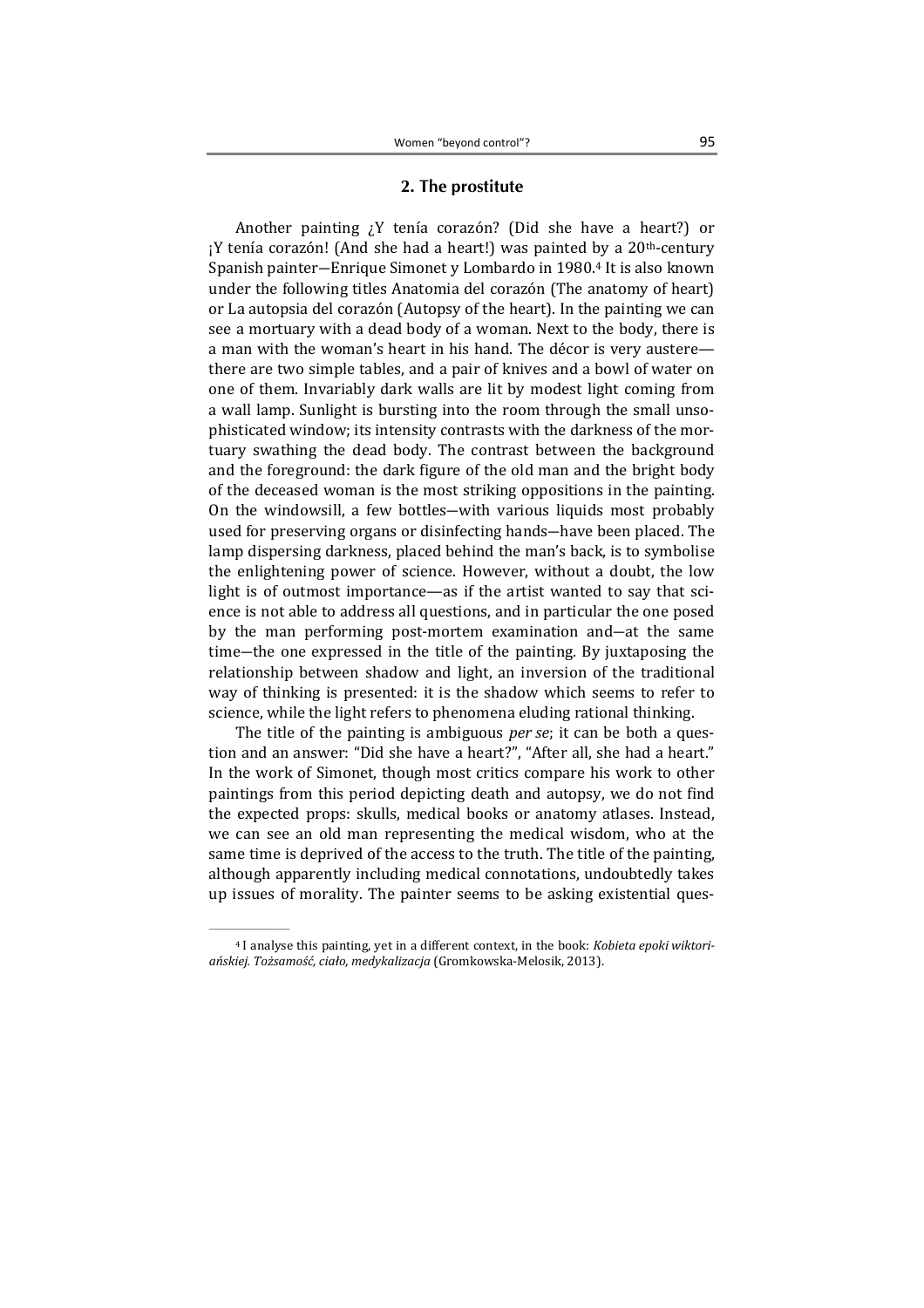## 2. The prostitute

Another painting ¿Y tenía corazón? (Did she have a heart?) or ¡Y tenía corazón! (And she had a heart!) was painted by a 20th-century Spanish painter—Enrique Simonet y Lombardo in 1980.[4] It is also known under the following titles Anatomia del corazón (The anatomy of heart) or La autopsia del corazón (Autopsy of the heart). In the painting we can see a mortuary with a dead body of a woman. Next to the body, there is a man with the woman's heart in his hand. The décor is very austere—there are two simple tables, and a pair of knives and a bowl of water on one of them. Invariably dark walls are lit by modest light coming from a wall lamp. Sunlight is bursting into the room through the small unsophisticated window; its intensity contrasts with the darkness of the mortuary swathing the dead body. The contrast between the background and the foreground: the dark figure of the old man and the bright body of the deceased woman is the most striking oppositions in the painting. On the windowsill, a few bottles—with various liquids most probably used for preserving organs or disinfecting hands—have been placed. The lamp dispersing darkness, placed behind the man's back, is to symbolise the enlightening power of science. However, without a doubt, the low light is of outmost importance—as if the artist wanted to say that science is not able to address all questions, and in particular the one posed by the man performing post-mortem examination and—at the same time—the one expressed in the title of the painting. By juxtaposing the relationship between shadow and light, an inversion of the traditional way of thinking is presented: it is the shadow which seems to refer to science, while the light refers to phenomena eluding rational thinking.

The title of the painting is ambiguous *per se*; it can be both a question and an answer: "Did she have a heart?", "After all, she had a heart." In the work of Simonet, though most critics compare his work to other paintings from this period depicting death and autopsy, we do not find the expected props: skulls, medical books or anatomy atlases. Instead, we can see an old man representing the medical wisdom, who at the same time is deprived of the access to the truth. The title of the painting, although apparently including medical connotations, undoubtedly takes up issues of morality. The painter seems to be asking existential ques-

[4] I analyse this painting, yet in a different context, in the book: *Kobieta epoki wiktoriańskiej. Tożsamość, ciało, medykalizacja* (Gromkowska-Melosik, 2013).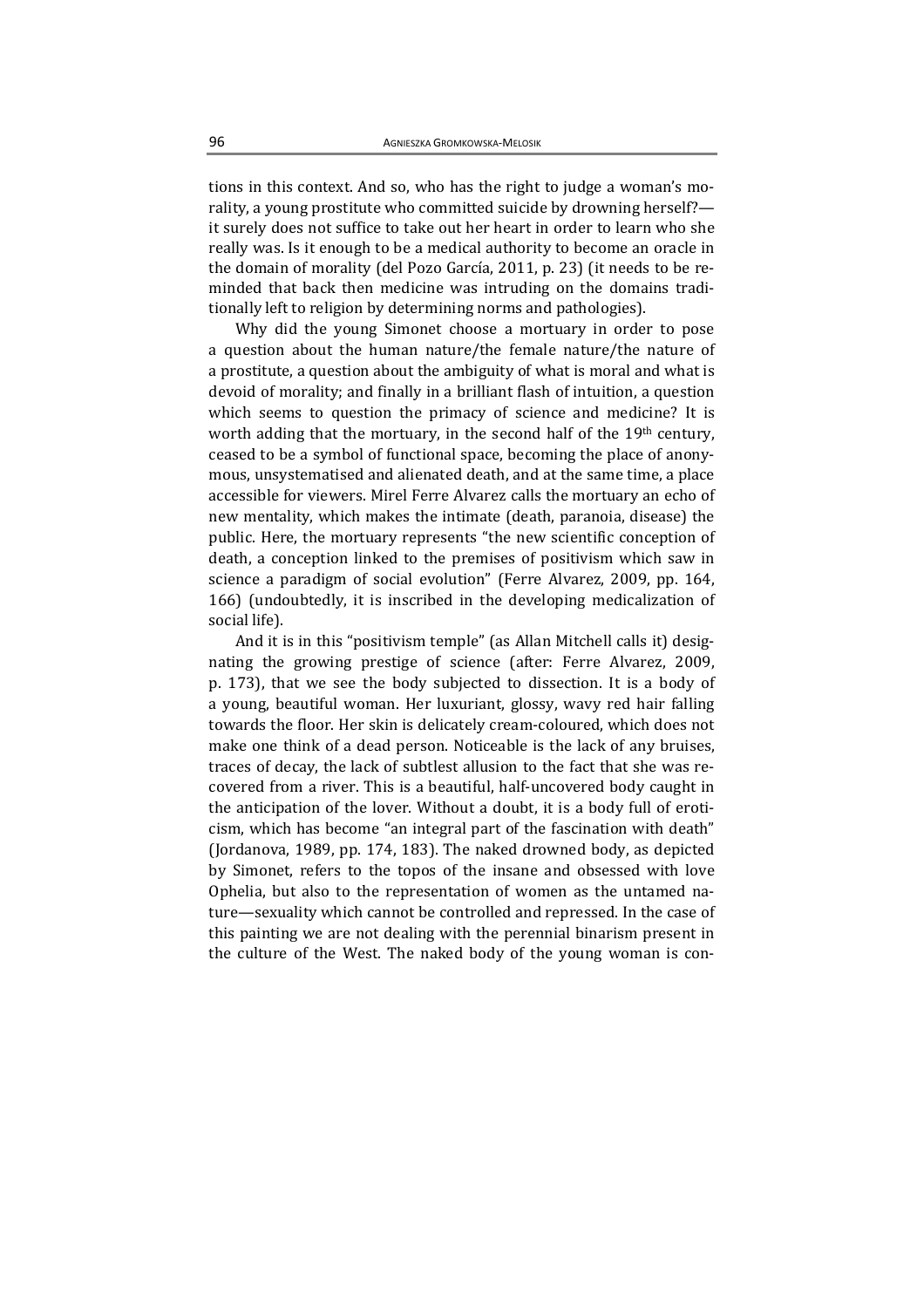tions in this context. And so, who has the right to judge a woman's morality, a young prostitute who committed suicide by drowning herself?—it surely does not suffice to take out her heart in order to learn who she really was. Is it enough to be a medical authority to become an oracle in the domain of morality (del Pozo García, 2011, p. 23) (it needs to be reminded that back then medicine was intruding on the domains traditionally left to religion by determining norms and pathologies).

Why did the young Simonet choose a mortuary in order to pose a question about the human nature/the female nature/the nature of a prostitute, a question about the ambiguity of what is moral and what is devoid of morality; and finally in a brilliant flash of intuition, a question which seems to question the primacy of science and medicine? It is worth adding that the mortuary, in the second half of the 19th century, ceased to be a symbol of functional space, becoming the place of anonymous, unsystematised and alienated death, and at the same time, a place accessible for viewers. Mirel Ferre Alvarez calls the mortuary an echo of new mentality, which makes the intimate (death, paranoia, disease) the public. Here, the mortuary represents "the new scientific conception of death, a conception linked to the premises of positivism which saw in science a paradigm of social evolution" (Ferre Alvarez, 2009, pp. 164, 166) (undoubtedly, it is inscribed in the developing medicalization of social life).

And it is in this "positivism temple" (as Allan Mitchell calls it) designating the growing prestige of science (after: Ferre Alvarez, 2009, p. 173), that we see the body subjected to dissection. It is a body of a young, beautiful woman. Her luxuriant, glossy, wavy red hair falling towards the floor. Her skin is delicately cream-coloured, which does not make one think of a dead person. Noticeable is the lack of any bruises, traces of decay, the lack of subtlest allusion to the fact that she was recovered from a river. This is a beautiful, half-uncovered body caught in the anticipation of the lover. Without a doubt, it is a body full of eroticism, which has become "an integral part of the fascination with death" (Jordanova, 1989, pp. 174, 183). The naked drowned body, as depicted by Simonet, refers to the topos of the insane and obsessed with love Ophelia, but also to the representation of women as the untamed nature—sexuality which cannot be controlled and repressed. In the case of this painting we are not dealing with the perennial binarism present in the culture of the West. The naked body of the young woman is con-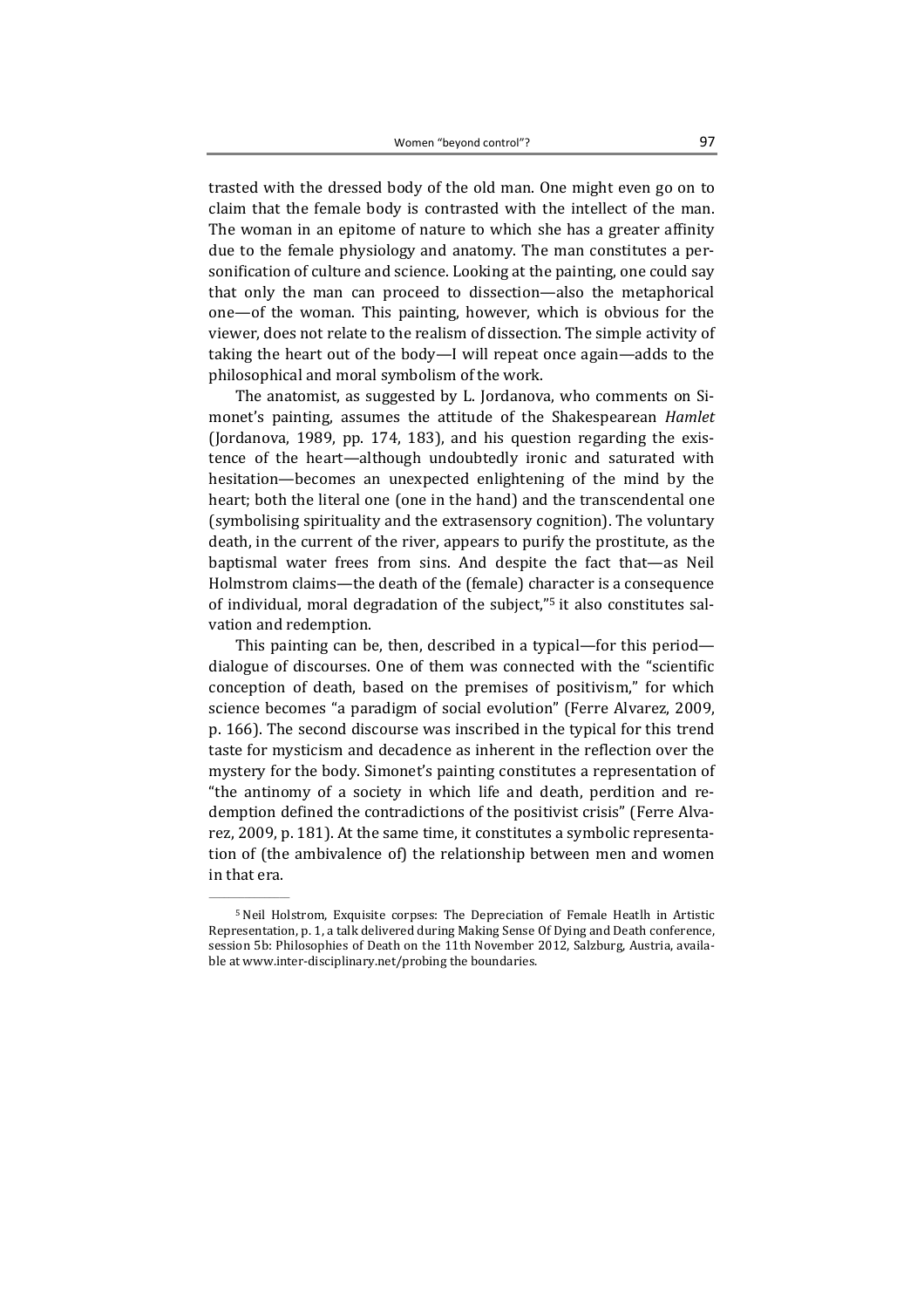trasted with the dressed body of the old man. One might even go on to claim that the female body is contrasted with the intellect of the man. The woman in an epitome of nature to which she has a greater affinity due to the female physiology and anatomy. The man constitutes a personification of culture and science. Looking at the painting, one could say that only the man can proceed to dissection—also the metaphorical one—of the woman. This painting, however, which is obvious for the viewer, does not relate to the realism of dissection. The simple activity of taking the heart out of the body—I will repeat once again—adds to the philosophical and moral symbolism of the work.

The anatomist, as suggested by L. Jordanova, who comments on Simonet's painting, assumes the attitude of the Shakespearean *Hamlet* (Jordanova, 1989, pp. 174, 183), and his question regarding the existence of the heart—although undoubtedly ironic and saturated with hesitation—becomes an unexpected enlightening of the mind by the heart; both the literal one (one in the hand) and the transcendental one (symbolising spirituality and the extrasensory cognition). The voluntary death, in the current of the river, appears to purify the prostitute, as the baptismal water frees from sins. And despite the fact that—as Neil Holmstrom claims—the death of the (female) character is a consequence of individual, moral degradation of the subject,"[5] it also constitutes salvation and redemption.

This painting can be, then, described in a typical—for this period—dialogue of discourses. One of them was connected with the "scientific conception of death, based on the premises of positivism," for which science becomes "a paradigm of social evolution" (Ferre Alvarez, 2009, p. 166). The second discourse was inscribed in the typical for this trend taste for mysticism and decadence as inherent in the reflection over the mystery for the body. Simonet's painting constitutes a representation of "the antinomy of a society in which life and death, perdition and redemption defined the contradictions of the positivist crisis" (Ferre Alvarez, 2009, p. 181). At the same time, it constitutes a symbolic representation of (the ambivalence of) the relationship between men and women in that era.

---

[5] Neil Holstrom, Exquisite corpses: The Depreciation of Female Heatlh in Artistic Representation, p. 1, a talk delivered during Making Sense Of Dying and Death conference, session 5b: Philosophies of Death on the 11th November 2012, Salzburg, Austria, available at www.inter-disciplinary.net/probing the boundaries.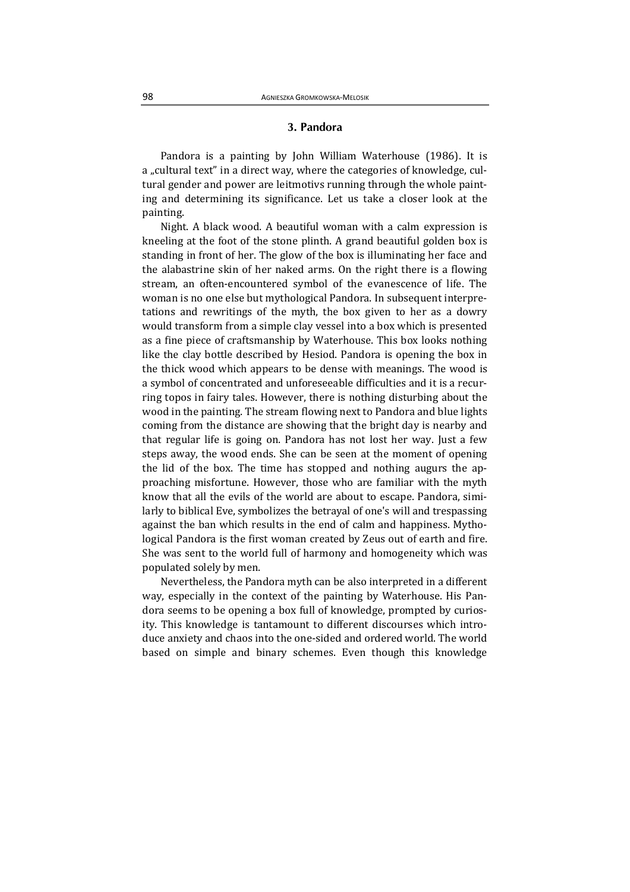## 3. Pandora

Pandora is a painting by John William Waterhouse (1986). It is a „cultural text" in a direct way, where the categories of knowledge, cultural gender and power are leitmotivs running through the whole painting and determining its significance. Let us take a closer look at the painting.

Night. A black wood. A beautiful woman with a calm expression is kneeling at the foot of the stone plinth. A grand beautiful golden box is standing in front of her. The glow of the box is illuminating her face and the alabastrine skin of her naked arms. On the right there is a flowing stream, an often-encountered symbol of the evanescence of life. The woman is no one else but mythological Pandora. In subsequent interpretations and rewritings of the myth, the box given to her as a dowry would transform from a simple clay vessel into a box which is presented as a fine piece of craftsmanship by Waterhouse. This box looks nothing like the clay bottle described by Hesiod. Pandora is opening the box in the thick wood which appears to be dense with meanings. The wood is a symbol of concentrated and unforeseeable difficulties and it is a recurring topos in fairy tales. However, there is nothing disturbing about the wood in the painting. The stream flowing next to Pandora and blue lights coming from the distance are showing that the bright day is nearby and that regular life is going on. Pandora has not lost her way. Just a few steps away, the wood ends. She can be seen at the moment of opening the lid of the box. The time has stopped and nothing augurs the approaching misfortune. However, those who are familiar with the myth know that all the evils of the world are about to escape. Pandora, similarly to biblical Eve, symbolizes the betrayal of one's will and trespassing against the ban which results in the end of calm and happiness. Mythological Pandora is the first woman created by Zeus out of earth and fire. She was sent to the world full of harmony and homogeneity which was populated solely by men.

Nevertheless, the Pandora myth can be also interpreted in a different way, especially in the context of the painting by Waterhouse. His Pandora seems to be opening a box full of knowledge, prompted by curiosity. This knowledge is tantamount to different discourses which introduce anxiety and chaos into the one-sided and ordered world. The world based on simple and binary schemes. Even though this knowledge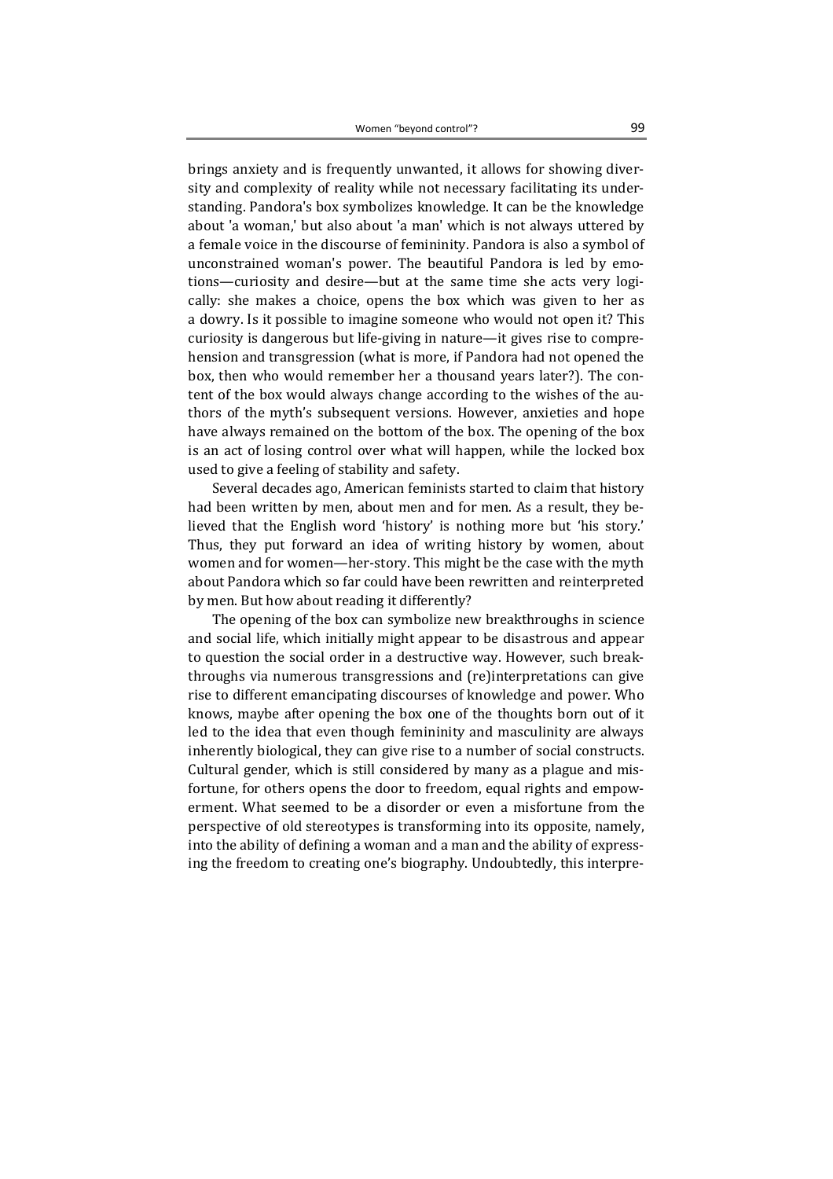brings anxiety and is frequently unwanted, it allows for showing diversity and complexity of reality while not necessary facilitating its understanding. Pandora's box symbolizes knowledge. It can be the knowledge about 'a woman,' but also about 'a man' which is not always uttered by a female voice in the discourse of femininity. Pandora is also a symbol of unconstrained woman's power. The beautiful Pandora is led by emotions—curiosity and desire—but at the same time she acts very logically: she makes a choice, opens the box which was given to her as a dowry. Is it possible to imagine someone who would not open it? This curiosity is dangerous but life-giving in nature—it gives rise to comprehension and transgression (what is more, if Pandora had not opened the box, then who would remember her a thousand years later?). The content of the box would always change according to the wishes of the authors of the myth's subsequent versions. However, anxieties and hope have always remained on the bottom of the box. The opening of the box is an act of losing control over what will happen, while the locked box used to give a feeling of stability and safety.

Several decades ago, American feminists started to claim that history had been written by men, about men and for men. As a result, they believed that the English word 'history' is nothing more but 'his story.' Thus, they put forward an idea of writing history by women, about women and for women—her-story. This might be the case with the myth about Pandora which so far could have been rewritten and reinterpreted by men. But how about reading it differently?

The opening of the box can symbolize new breakthroughs in science and social life, which initially might appear to be disastrous and appear to question the social order in a destructive way. However, such breakthroughs via numerous transgressions and (re)interpretations can give rise to different emancipating discourses of knowledge and power. Who knows, maybe after opening the box one of the thoughts born out of it led to the idea that even though femininity and masculinity are always inherently biological, they can give rise to a number of social constructs. Cultural gender, which is still considered by many as a plague and misfortune, for others opens the door to freedom, equal rights and empowerment. What seemed to be a disorder or even a misfortune from the perspective of old stereotypes is transforming into its opposite, namely, into the ability of defining a woman and a man and the ability of expressing the freedom to creating one's biography. Undoubtedly, this interpre-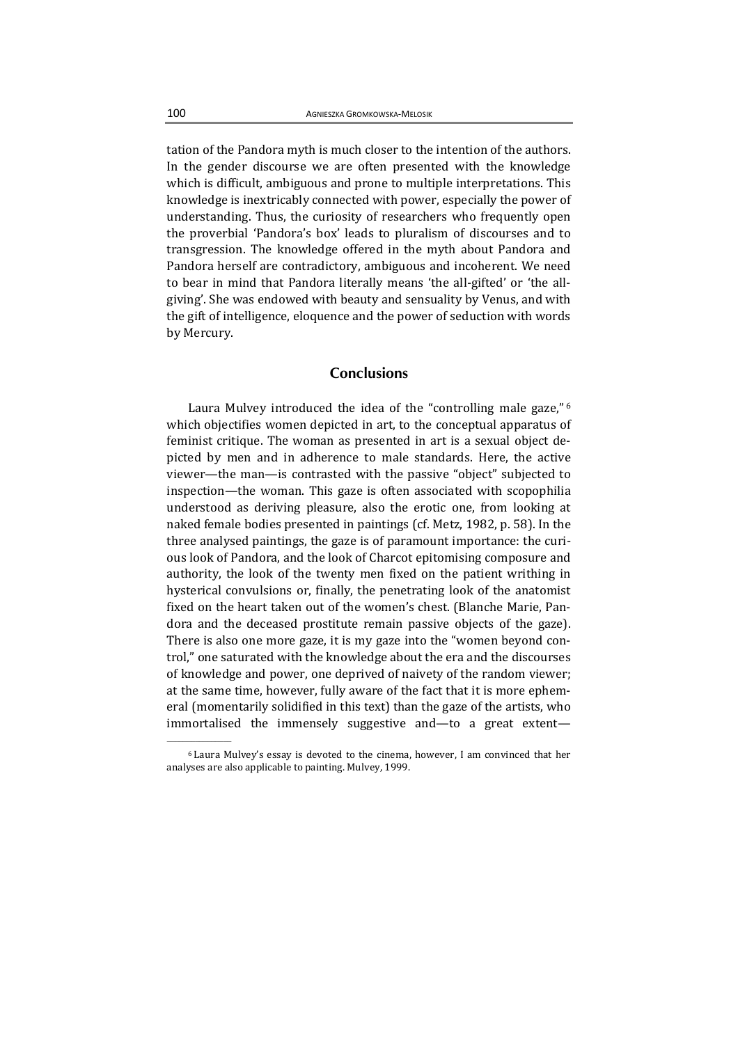tation of the Pandora myth is much closer to the intention of the authors. In the gender discourse we are often presented with the knowledge which is difficult, ambiguous and prone to multiple interpretations. This knowledge is inextricably connected with power, especially the power of understanding. Thus, the curiosity of researchers who frequently open the proverbial 'Pandora's box' leads to pluralism of discourses and to transgression. The knowledge offered in the myth about Pandora and Pandora herself are contradictory, ambiguous and incoherent. We need to bear in mind that Pandora literally means 'the all-gifted' or 'the all-giving'. She was endowed with beauty and sensuality by Venus, and with the gift of intelligence, eloquence and the power of seduction with words by Mercury.

## Conclusions

Laura Mulvey introduced the idea of the "controlling male gaze,"[6] which objectifies women depicted in art, to the conceptual apparatus of feminist critique. The woman as presented in art is a sexual object depicted by men and in adherence to male standards. Here, the active viewer—the man—is contrasted with the passive "object" subjected to inspection—the woman. This gaze is often associated with scopophilia understood as deriving pleasure, also the erotic one, from looking at naked female bodies presented in paintings (cf. Metz, 1982, p. 58). In the three analysed paintings, the gaze is of paramount importance: the curious look of Pandora, and the look of Charcot epitomising composure and authority, the look of the twenty men fixed on the patient writhing in hysterical convulsions or, finally, the penetrating look of the anatomist fixed on the heart taken out of the women's chest. (Blanche Marie, Pandora and the deceased prostitute remain passive objects of the gaze). There is also one more gaze, it is my gaze into the "women beyond control," one saturated with the knowledge about the era and the discourses of knowledge and power, one deprived of naivety of the random viewer; at the same time, however, fully aware of the fact that it is more ephemeral (momentarily solidified in this text) than the gaze of the artists, who immortalised the immensely suggestive and—to a great extent—

[6] Laura Mulvey's essay is devoted to the cinema, however, I am convinced that her analyses are also applicable to painting. Mulvey, 1999.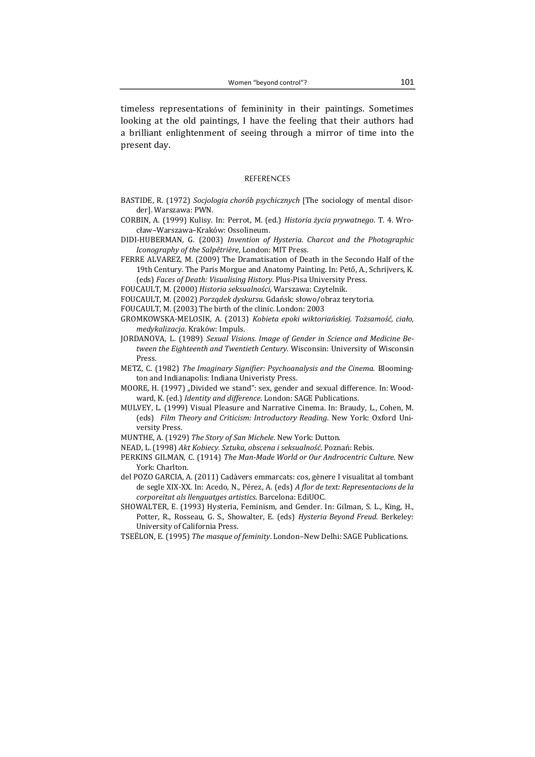timeless representations of femininity in their paintings. Sometimes looking at the old paintings, I have the feeling that their authors had a brilliant enlightenment of seeing through a mirror of time into the present day.

## REFERENCES

BASTIDE, R. (1972) *Socjologia chorób psychicznych* [The sociology of mental disorder]. Warszawa: PWN.

CORBIN, A. (1999) Kulisy. In: Perrot, M. (ed.) *Historia życia prywatnego*. T. 4. Wrocław–Warszawa–Kraków: Ossolineum.

DIDI-HUBERMAN, G. (2003) *Invention of Hysteria. Charcot and the Photographic Iconography of the Salpêtrière*, London: MIT Press.

FERRE ALVAREZ, M. (2009) The Dramatisation of Death in the Secondo Half of the 19th Century. The Paris Morgue and Anatomy Painting. In: Pető, A., Schrijvers, K. (eds) *Faces of Death: Visualising History*. Plus-Pisa University Press.

FOUCAULT, M. (2000) *Historia seksualności*, Warszawa: Czytelnik.

FOUCAULT, M. (2002) *Porządek dyskursu*. Gdańsk: słowo/obraz terytoria.

FOUCAULT, M. (2003) The birth of the clinic. London: 2003

GROMKOWSKA-MELOSIK, A. (2013) *Kobieta epoki wiktoriańskiej. Tożsamość, ciało, medykalizacja*. Kraków: Impuls.

JORDANOVA, L. (1989) *Sexual Visions. Image of Gender in Science and Medicine Between the Eighteenth and Twentieth Century*. Wisconsin: University of Wisconsin Press.

METZ, C. (1982) *The Imaginary Signifier: Psychoanalysis and the Cinema*. Bloomington and Indianapolis: Indiana Univeristy Press.

MOORE, H. (1997) „Divided we stand": sex, gender and sexual difference. In: Woodward, K. (ed.) *Identity and difference*. London: SAGE Publications.

MULVEY, L. (1999) Visual Pleasure and Narrative Cinema. In: Braudy, L., Cohen, M. (eds) *Film Theory and Criticism: Introductory Reading*. New York: Oxford University Press.

MUNTHE, A. (1929) *The Story of San Michele*. New York: Dutton.

NEAD, L. (1998) *Akt Kobiecy. Sztuka, obscena i seksualność*. Poznań: Rebis.

PERKINS GILMAN, C. (1914) *The Man-Made World or Our Androcentric Culture*. New York: Charlton.

del POZO GARCIA, A. (2011) Cadàvers emmarcats: cos, gènere I visualitat al tombant de segle XIX-XX. In: Acedo, N., Pérez, A. (eds) *A flor de text: Representacions de la corporeïtat als llenguatges artistics*. Barcelona: EdiUOC.

SHOWALTER, E. (1993) Hysteria, Feminism, and Gender. In: Gilman, S. L., King, H., Potter, R., Rosseau, G. S., Showalter, E. (eds) *Hysteria Beyond Freud*. Berkeley: University of California Press.

TSEËLON, E. (1995) *The masque of feminity*. London–New Delhi: SAGE Publications.